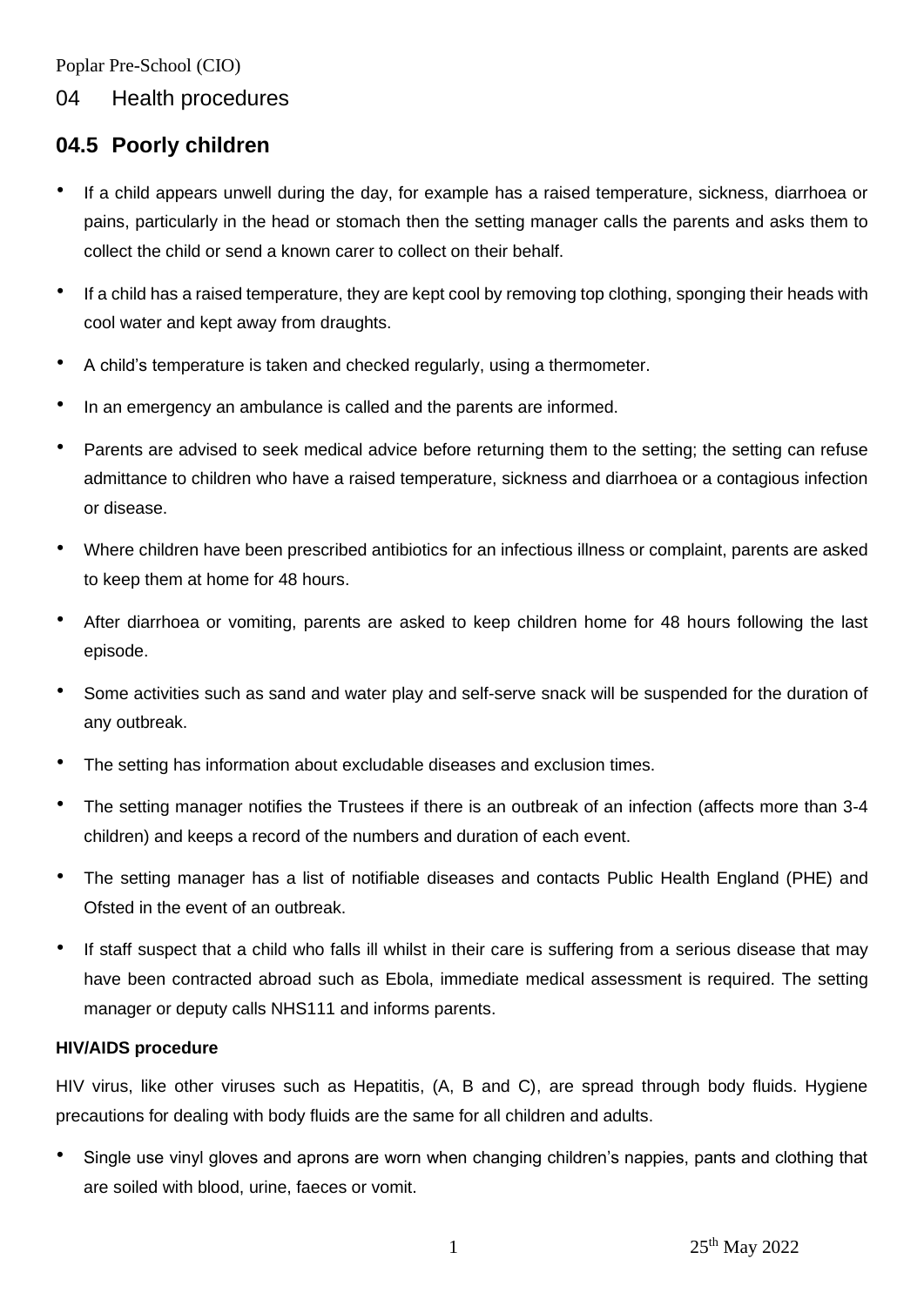Poplar Pre-School (CIO)

# 04 Health procedures

## 04.5 Poorly children

- If a child appears unwell during the day, for example has a raised temperature, sickness, diarrhoea or pains, particularly in the head or stomach then the setting manager calls the parents and asks them to collect the child or send a known carer to collect on their behalf.
- If a child has a raised temperature, they are kept cool by removing top clothing, sponging their heads with cool water and kept away from draughts.
- A child's temperature is taken and checked regularly, using a thermometer.
- In an emergency an ambulance is called and the parents are informed.
- Parents are advised to seek medical advice before returning them to the setting; the setting can refuse admittance to children who have a raised temperature, sickness and diarrhoea or a contagious infection or disease.
- Where children have been prescribed antibiotics for an infectious illness or complaint, parents are asked to keep them at home for 48 hours.
- After diarrhoea or vomiting, parents are asked to keep children home for 48 hours following the last episode.
- Some activities such as sand and water play and self-serve snack will be suspended for the duration of any outbreak.
- The setting has information about excludable diseases and exclusion times.
- The setting manager notifies the Trustees if there is an outbreak of an infection (affects more than 3-4 children) and keeps a record of the numbers and duration of each event.
- The setting manager has a list of notifiable diseases and contacts Public Health England (PHE) and Ofsted in the event of an outbreak.
- If staff suspect that a child who falls ill whilst in their care is suffering from a serious disease that may have been contracted abroad such as Ebola, immediate medical assessment is required. The setting manager or deputy calls NHS111 and informs parents.

**HIV/AIDS procedure**

HIV virus, like other viruses such as Hepatitis, (A, B and C), are spread through body fluids. Hygiene precautions for dealing with body fluids are the same for all children and adults.

- Single use vinyl gloves and aprons are worn when changing children's nappies, pants and clothing that are soiled with blood, urine, faeces or vomit.

25th May 2022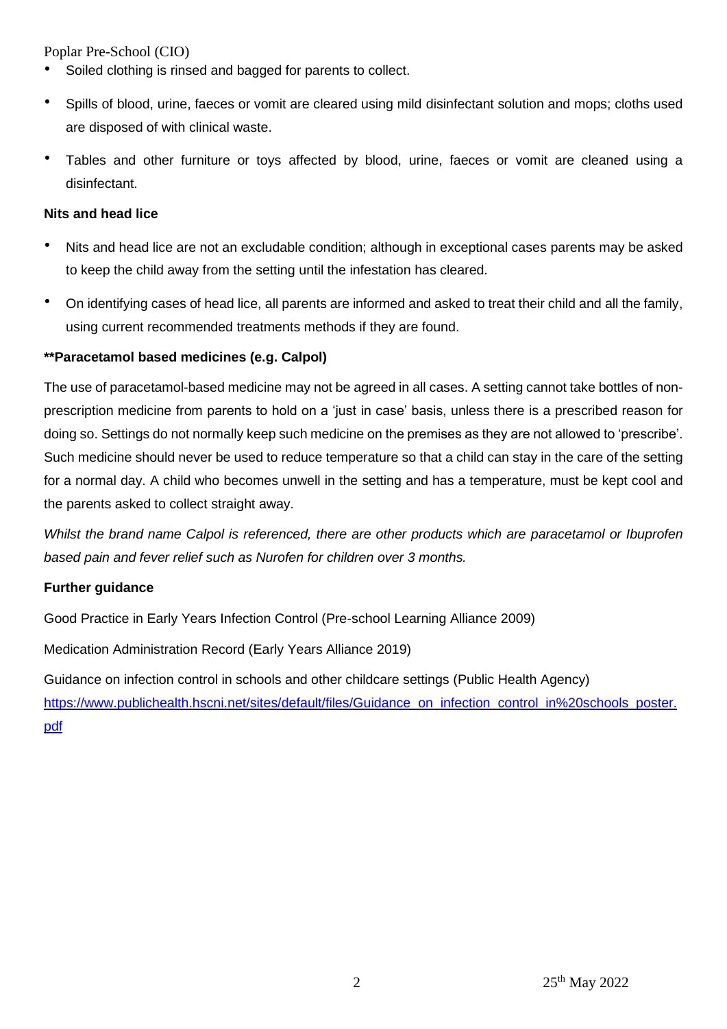- Soiled clothing is rinsed and bagged for parents to collect.
- Spills of blood, urine, faeces or vomit are cleared using mild disinfectant solution and mops; cloths used are disposed of with clinical waste.
- Tables and other furniture or toys affected by blood, urine, faeces or vomit are cleaned using a disinfectant.

**Nits and head lice**

- Nits and head lice are not an excludable condition; although in exceptional cases parents may be asked to keep the child away from the setting until the infestation has cleared.
- On identifying cases of head lice, all parents are informed and asked to treat their child and all the family, using current recommended treatments methods if they are found.

**\*\*Paracetamol based medicines (e.g. Calpol)**

The use of paracetamol-based medicine may not be agreed in all cases. A setting cannot take bottles of non-prescription medicine from parents to hold on a 'just in case' basis, unless there is a prescribed reason for doing so. Settings do not normally keep such medicine on the premises as they are not allowed to 'prescribe'. Such medicine should never be used to reduce temperature so that a child can stay in the care of the setting for a normal day. A child who becomes unwell in the setting and has a temperature, must be kept cool and the parents asked to collect straight away.

*Whilst the brand name Calpol is referenced, there are other products which are paracetamol or Ibuprofen based pain and fever relief such as Nurofen for children over 3 months.*

**Further guidance**

Good Practice in Early Years Infection Control (Pre-school Learning Alliance 2009)

Medication Administration Record (Early Years Alliance 2019)

Guidance on infection control in schools and other childcare settings (Public Health Agency)
https://www.publichealth.hscni.net/sites/default/files/Guidance_on_infection_control_in%20schools_poster.pdf